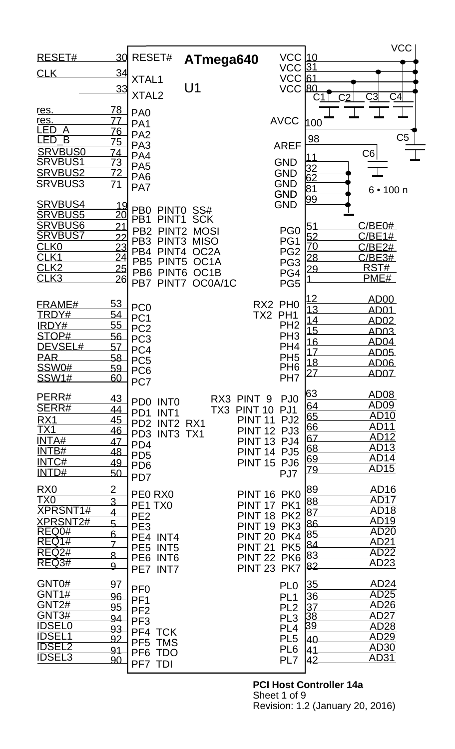# PCI Host Controller 14a

Revision: 1.2 (January 20, 2016)

**U1: ATmega640**

| Signal | Pin | Port / Function | Port / Function | Pin | Signal |
|---|---|---|---|---|---|
| RESET# | 30 | RESET# | VCC | 10 | VCC |
| CLK | 34 | XTAL1 | VCC | 31 | VCC |
| | 33 | XTAL2 | VCC | 61 | VCC |
| | | | VCC | 80 | VCC |
| | | | AVCC | 100 | |
| | | | AREF | 98 | C5 |
| | | | GND | 11 | GND |
| | | | GND | 32 | GND |
| | | | GND | 62 | GND |
| | | | GND | 81 | GND |
| | | | GND | 99 | GND |
| res. | 78 | PA0 | | | |
| res. | 77 | PA1 | | | |
| LED_A | 76 | PA2 | | | |
| LED_B | 75 | PA3 | | | |
| SRVBUS0 | 74 | PA4 | | | |
| SRVBUS1 | 73 | PA5 | | | |
| SRVBUS2 | 72 | PA6 | | | |
| SRVBUS3 | 71 | PA7 | | | |
| SRVBUS4 | 19 | PB0 PINT0 SS# | PG0 | 51 | C/BE0# |
| SRVBUS5 | 20 | PB1 PINT1 SCK | PG1 | 52 | C/BE1# |
| SRVBUS6 | 21 | PB2 PINT2 MOSI | PG2 | 70 | C/BE2# |
| SRVBUS7 | 22 | PB3 PINT3 MISO | PG3 | 28 | C/BE3# |
| CLK0 | 23 | PB4 PINT4 OC2A | PG4 | 29 | RST# |
| CLK1 | 24 | PB5 PINT5 OC1A | PG5 | 1 | PME# |
| CLK2 | 25 | PB6 PINT6 OC1B | | | |
| CLK3 | 26 | PB7 PINT7 OC0A/1C | | | |
| FRAME# | 53 | PC0 | RX2 PH0 | 12 | AD00 |
| TRDY# | 54 | PC1 | TX2 PH1 | 13 | AD01 |
| IRDY# | 55 | PC2 | PH2 | 14 | AD02 |
| STOP# | 56 | PC3 | PH3 | 15 | AD03 |
| DEVSEL# | 57 | PC4 | PH4 | 16 | AD04 |
| PAR | 58 | PC5 | PH5 | 17 | AD05 |
| SSW0# | 59 | PC6 | PH6 | 18 | AD06 |
| SSW1# | 60 | PC7 | PH7 | 27 | AD07 |
| PERR# | 43 | PD0 INT0 | RX3 PINT 9 PJ0 | 63 | AD08 |
| SERR# | 44 | PD1 INT1 | TX3 PINT 10 PJ1 | 64 | AD09 |
| RX1 | 45 | PD2 INT2 RX1 | PINT 11 PJ2 | 65 | AD10 |
| TX1 | 46 | PD3 INT3 TX1 | PINT 12 PJ3 | 66 | AD11 |
| INTA# | 47 | PD4 | PINT 13 PJ4 | 67 | AD12 |
| INTB# | 48 | PD5 | PINT 14 PJ5 | 68 | AD13 |
| INTC# | 49 | PD6 | PINT 15 PJ6 | 69 | AD14 |
| INTD# | 50 | PD7 | PJ7 | 79 | AD15 |
| RX0 | 2 | PE0 RX0 | PINT 16 PK0 | 89 | AD16 |
| TX0 | 3 | PE1 TX0 | PINT 17 PK1 | 88 | AD17 |
| XPRSNT1# | 4 | PE2 | PINT 18 PK2 | 87 | AD18 |
| XPRSNT2# | 5 | PE3 | PINT 19 PK3 | 86 | AD19 |
| REQ0# | 6 | PE4 INT4 | PINT 20 PK4 | 85 | AD20 |
| REQ1# | 7 | PE5 INT5 | PINT 21 PK5 | 84 | AD21 |
| REQ2# | 8 | PE6 INT6 | PINT 22 PK6 | 83 | AD22 |
| REQ3# | 9 | PE7 INT7 | PINT 23 PK7 | 82 | AD23 |
| GNT0# | 97 | PF0 | PL0 | 35 | AD24 |
| GNT1# | 96 | PF1 | PL1 | 36 | AD25 |
| GNT2# | 95 | PF2 | PL2 | 37 | AD26 |
| GNT3# | 94 | PF3 | PL3 | 38 | AD27 |
| IDSEL0 | 93 | PF4 TCK | PL4 | 39 | AD28 |
| IDSEL1 | 92 | PF5 TMS | PL5 | 40 | AD29 |
| IDSEL2 | 91 | PF6 TDO | PL6 | 41 | AD30 |
| IDSEL3 | 90 | PF7 TDI | PL7 | 42 | AD31 |

Decoupling capacitors: C1, C2, C3, C4, C5, C6 — 6 • 100 n (between VCC and GND)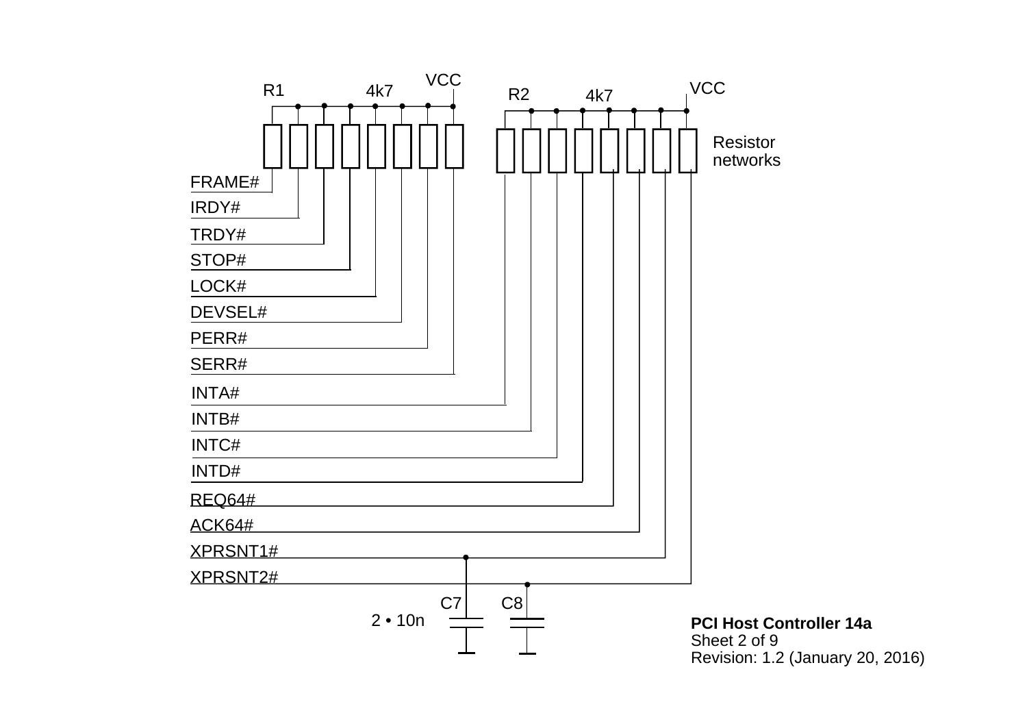R1 4k7 VCC

R2 4k7 VCC

Resistor networks

FRAME#
IRDY#
TRDY#
STOP#
LOCK#
DEVSEL#
PERR#
SERR#
INTA#
INTB#
INTC#
INTD#
REQ64#
ACK64#
XPRSNT1#
XPRSNT2#

C7 C8
2 • 10n

**PCI Host Controller 14a**
Sheet 2 of 9
Revision: 1.2 (January 20, 2016)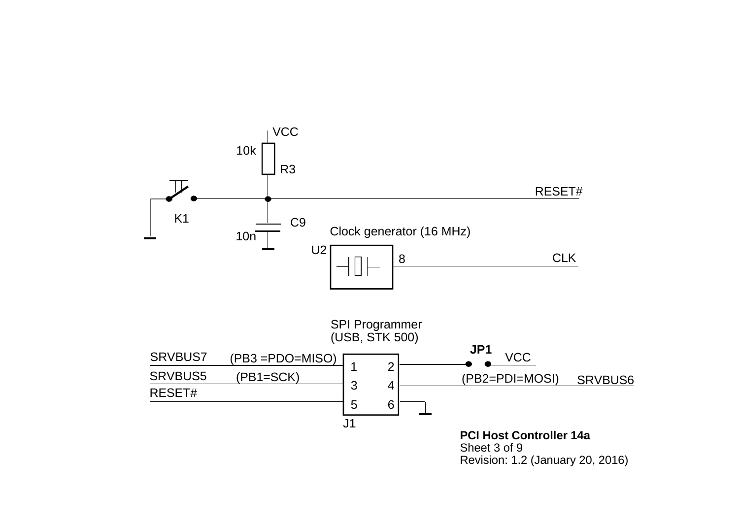VCC

10k

R3

RESET#

K1

C9

10n

Clock generator (16 MHz)

U2

8

CLK

SPI Programmer
(USB, STK 500)

**JP1**

SRVBUS7 (PB3 =PDO=MISO)

VCC

1 2

SRVBUS5 (PB1=SCK)

(PB2=PDI=MOSI) SRVBUS6

3 4

RESET#

5 6

J1

**PCI Host Controller 14a**
Sheet 3 of 9
Revision: 1.2 (January 20, 2016)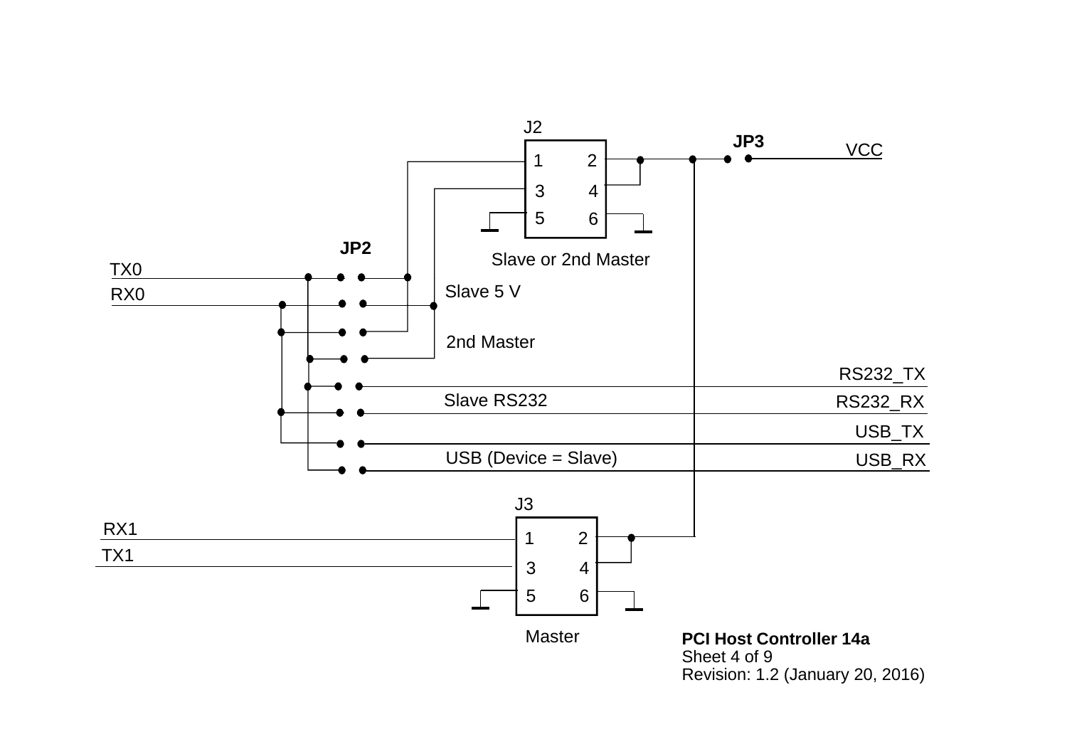J2

JP3

VCC

1 2
3 4
5 6

Slave or 2nd Master

JP2

TX0

RX0

Slave 5 V

2nd Master

RS232_TX

Slave RS232

RS232_RX

USB_TX

USB (Device = Slave)

USB_RX

J3

RX1

TX1

1 2
3 4
5 6

Master

**PCI Host Controller 14a**

Revision: 1.2 (January 20, 2016)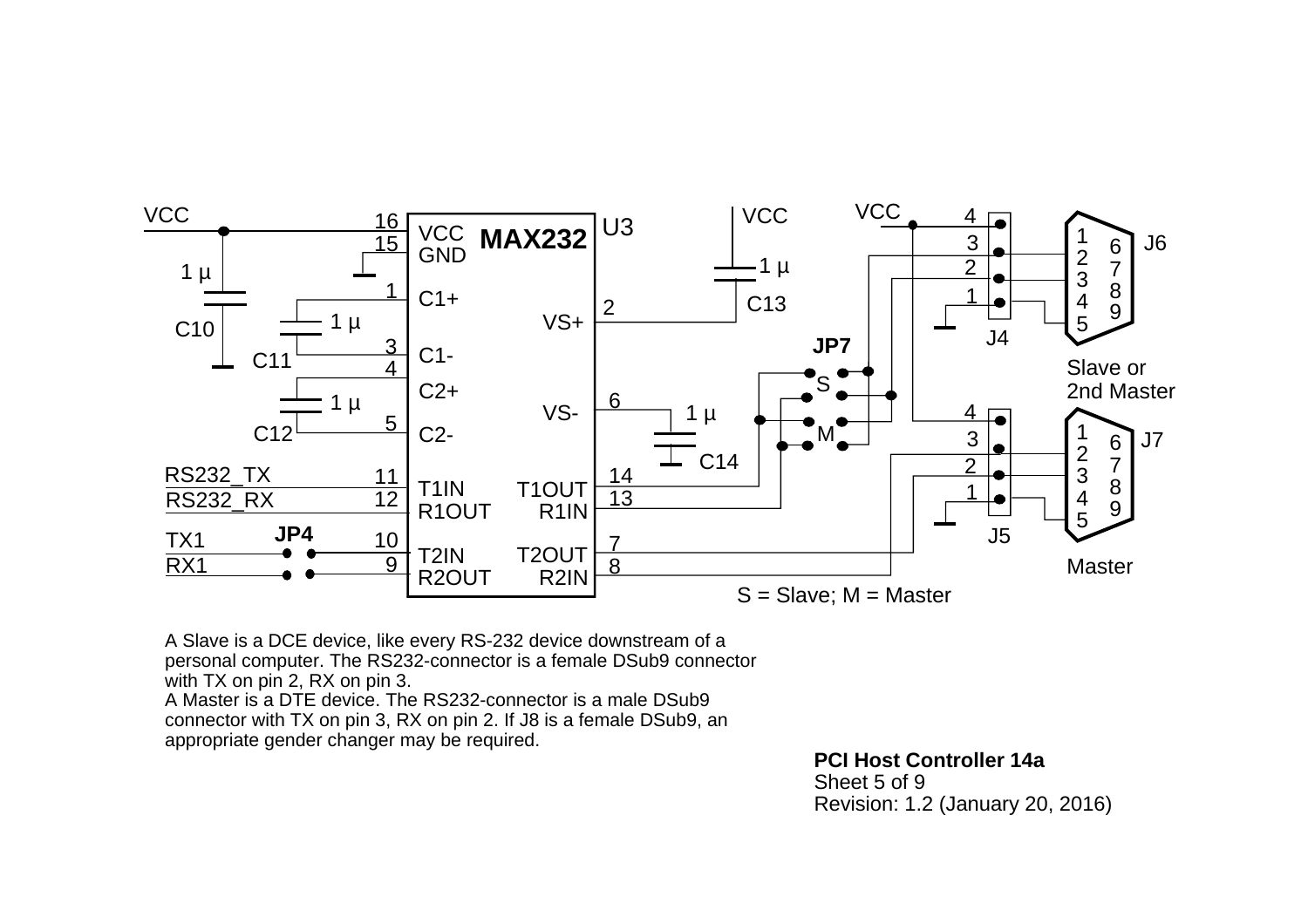A Slave is a DCE device, like every RS-232 device downstream of a personal computer. The RS232-connector is a female DSub9 connector with TX on pin 2, RX on pin 3.
A Master is a DTE device. The RS232-connector is a male DSub9 connector with TX on pin 3, RX on pin 2. If J8 is a female DSub9, an appropriate gender changer may be required.

**PCI Host Controller 14a**
Sheet 5 of 9
Revision: 1.2 (January 20, 2016)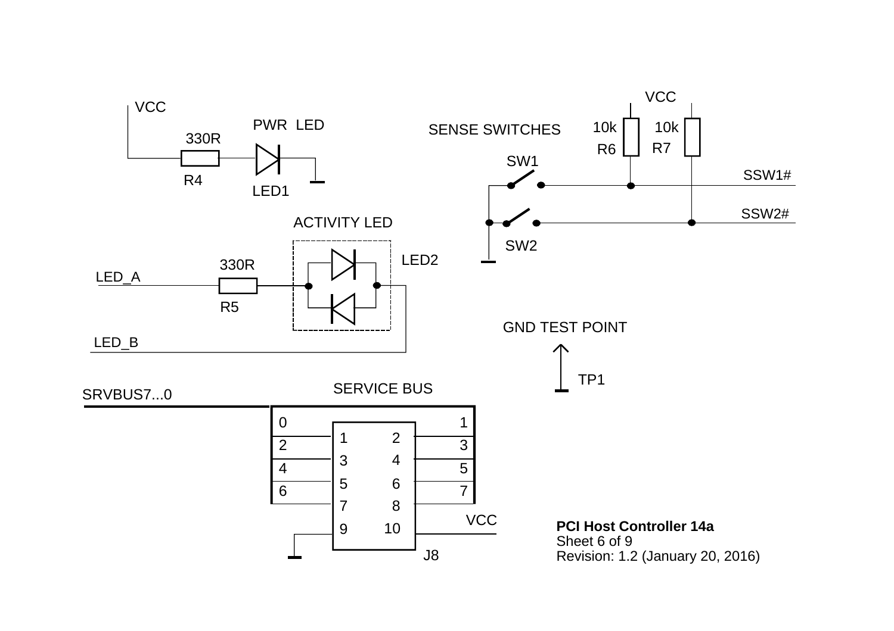VCC

PWR LED

330R

R4

LED1

ACTIVITY LED

330R

LED_A

R5

LED2

LED_B

SENSE SWITCHES

VCC

10k

R6

10k

R7

SW1

SSW1#

SSW2#

SW2

GND TEST POINT

TP1

SRVBUS7...0

SERVICE BUS

| | | | |
|---|---|---|---|
| 0 | | | 1 |
| 2 | 1 | 2 | 3 |
| 4 | 3 | 4 | 5 |
| 6 | 5 | 6 | 7 |
| | 7 | 8 | |
| | 9 | 10 | VCC |

J8

**PCI Host Controller 14a**
Sheet 6 of 9
Revision: 1.2 (January 20, 2016)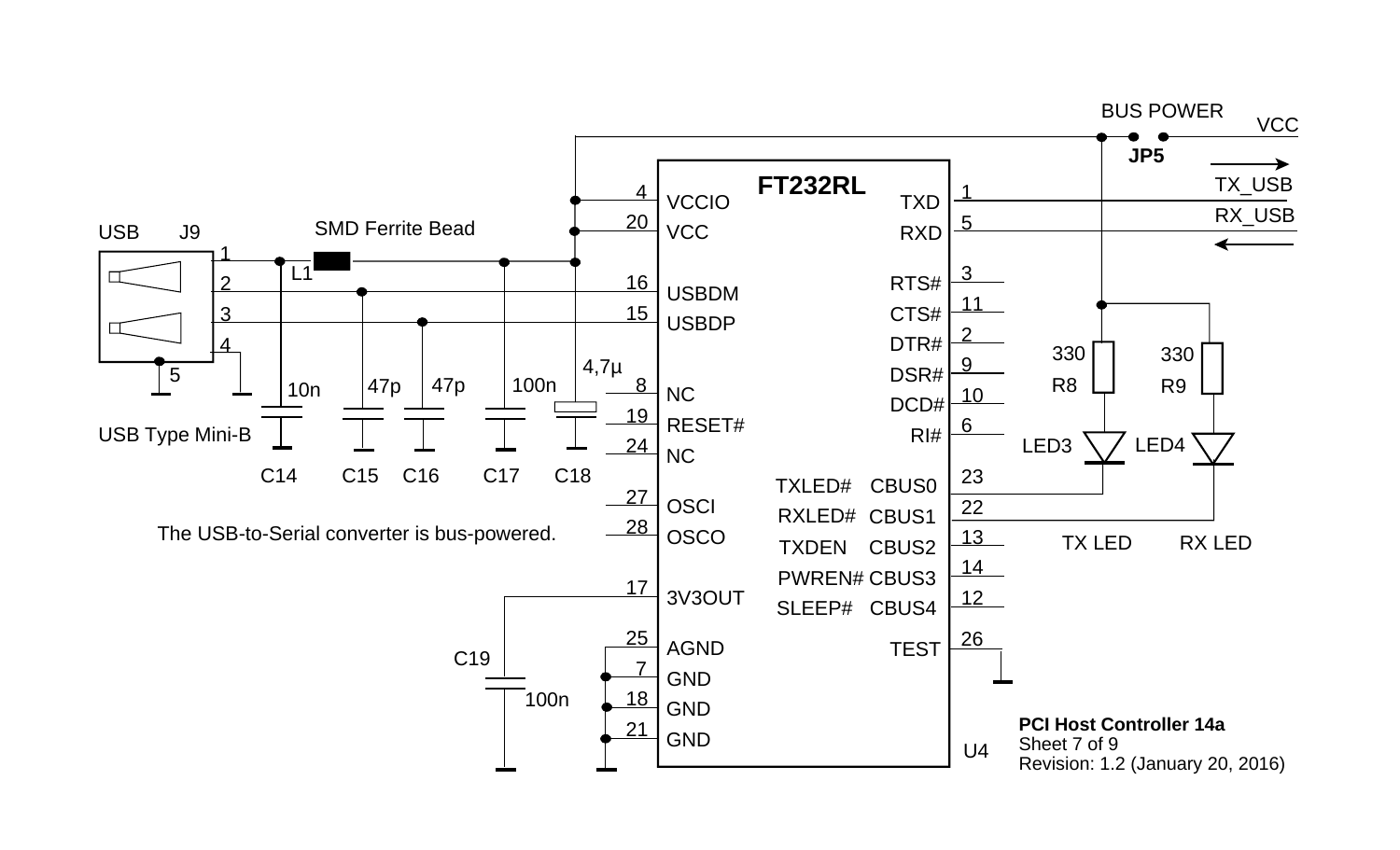FT232RL

U4

USB J9

USB Type Mini-B

SMD Ferrite Bead L1

C14 10n

C15 47p

C16 47p

C17 100n

C18 4,7µ

C19 100n

BUS POWER JP5

VCC

TX_USB

RX_USB

R8 330

R9 330

LED3

LED4

TX LED

RX LED

| Pin | Signal | Pin | Signal |
| --- | --- | --- | --- |
| 4 | VCCIO | 1 | TXD |
| 20 | VCC | 5 | RXD |
| 16 | USBDM | 3 | RTS# |
| 15 | USBDP | 11 | CTS# |
| 8 | NC | 2 | DTR# |
| 19 | RESET# | 9 | DSR# |
| 24 | NC | 10 | DCD# |
| 27 | OSCI | 6 | RI# |
| 28 | OSCO | 23 | TXLED# CBUS0 |
| 17 | 3V3OUT | 22 | RXLED# CBUS1 |
| 25 | AGND | 13 | TXDEN CBUS2 |
| 7 | GND | 14 | PWREN# CBUS3 |
| 18 | GND | 12 | SLEEP# CBUS4 |
| 21 | GND | 26 | TEST |

The USB-to-Serial converter is bus-powered.

**PCI Host Controller 14a**
Sheet 7 of 9
Revision: 1.2 (January 20, 2016)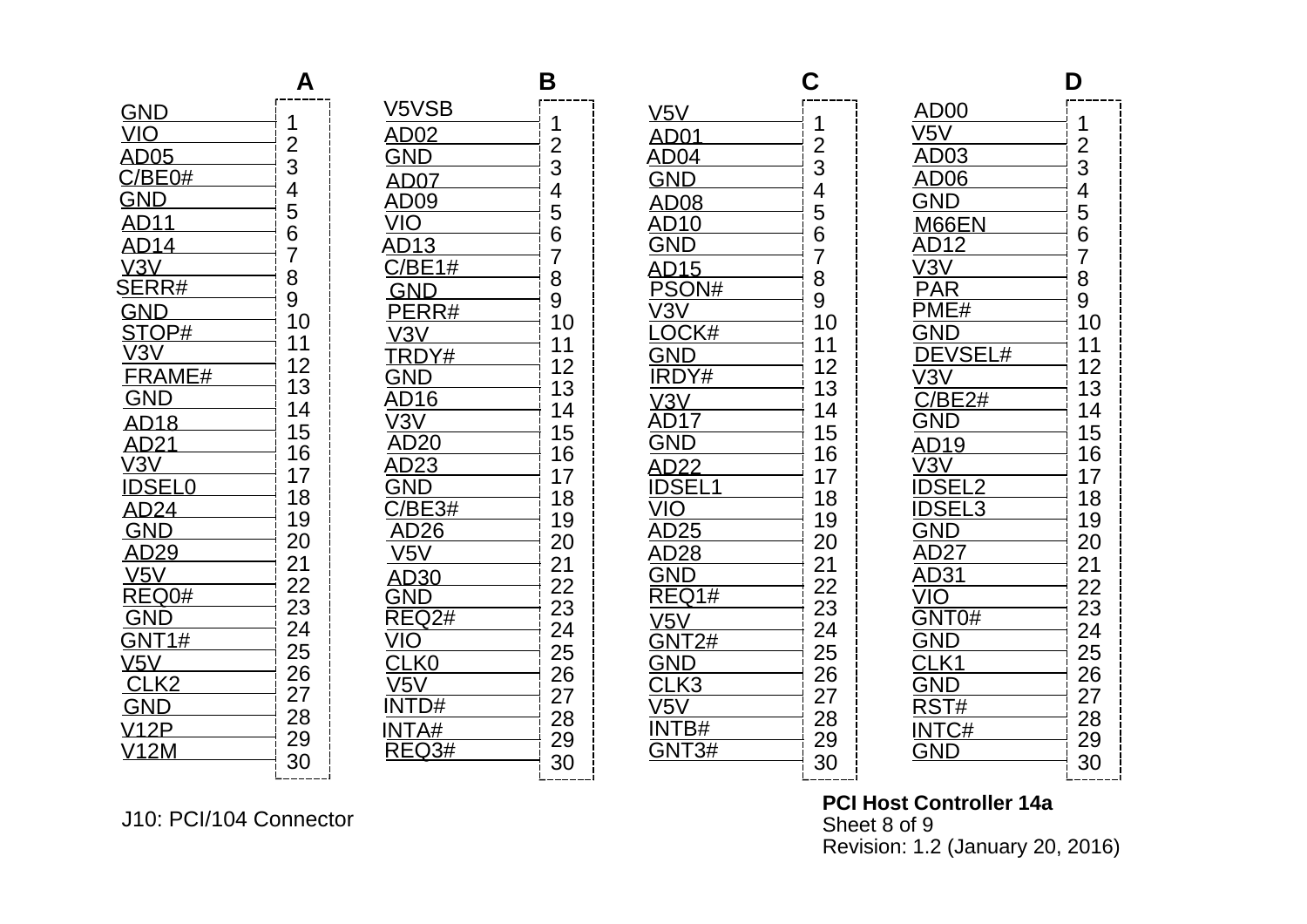J10: PCI/104 Connector

| Pin | A | B | C | D |
|---|---|---|---|---|
| 1 | GND | V5VSB | V5V | AD00 |
| 2 | VIO | AD02 | AD01 | V5V |
| 3 | AD05 | GND | AD04 | AD03 |
| 4 | C/BE0# | AD07 | GND | AD06 |
| 5 | GND | AD09 | AD08 | GND |
| 6 | AD11 | VIO | AD10 | M66EN |
| 7 | AD14 | AD13 | GND | AD12 |
| 8 | V3V | C/BE1# | AD15 | V3V |
| 9 | SERR# | GND | PSON# | PAR |
| 10 | GND | PERR# | V3V | PME# |
| 11 | STOP# | V3V | LOCK# | GND |
| 12 | V3V | TRDY# | GND | DEVSEL# |
| 13 | FRAME# | GND | IRDY# | V3V |
| 14 | GND | AD16 | V3V | C/BE2# |
| 15 | AD18 | V3V | AD17 | GND |
| 16 | AD21 | AD20 | GND | AD19 |
| 17 | V3V | AD23 | AD22 | V3V |
| 18 | IDSEL0 | GND | IDSEL1 | IDSEL2 |
| 19 | AD24 | C/BE3# | VIO | IDSEL3 |
| 20 | GND | AD26 | AD25 | GND |
| 21 | AD29 | V5V | AD28 | AD27 |
| 22 | V5V | AD30 | GND | AD31 |
| 23 | REQ0# | GND | REQ1# | VIO |
| 24 | GND | REQ2# | V5V | GNT0# |
| 25 | GNT1# | VIO | GNT2# | GND |
| 26 | V5V | CLK0 | GND | CLK1 |
| 27 | CLK2 | V5V | CLK3 | GND |
| 28 | GND | INTD# | V5V | RST# |
| 29 | V12P | INTA# | INTB# | INTC# |
| 30 | V12M | REQ3# | GNT3# | GND |

**PCI Host Controller 14a**
Sheet 8 of 9
Revision: 1.2 (January 20, 2016)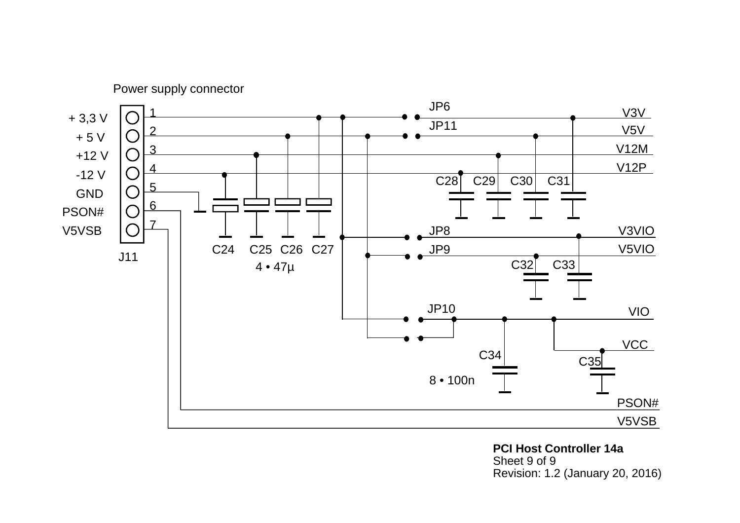Power supply connector

+ 3,3 V
+ 5 V
+12 V
-12 V
GND
PSON#
V5VSB

1
2
3
4
5
6
7

J11

C24 C25 C26 C27
4 • 47µ

JP6
JP11
JP8
JP9
JP10

V3V
V5V
V12M
V12P

C28 C29 C30 C31

V3VIO
V5VIO

C32 C33

VIO
VCC

C34
C35

8 • 100n

PSON#
V5VSB

**PCI Host Controller 14a**
Sheet 9 of 9
Revision: 1.2 (January 20, 2016)